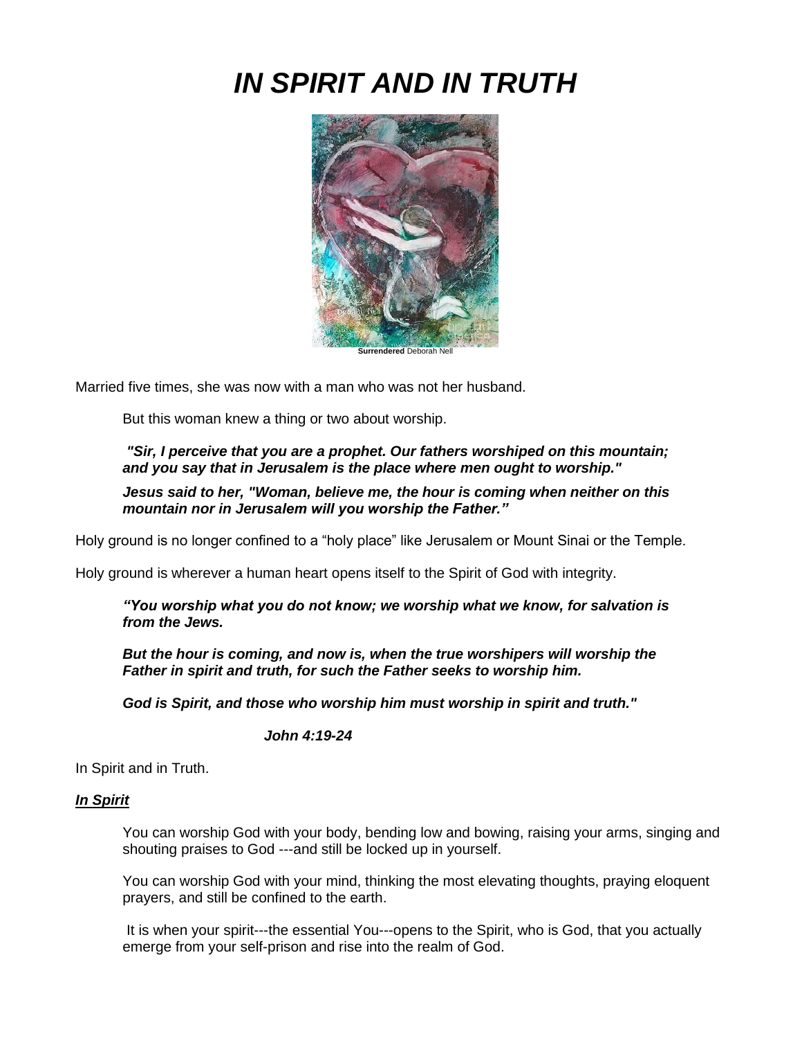# *IN SPIRIT AND IN TRUTH*

**Surrendered** Deborah Nell

Married five times, she was now with a man who was not her husband.

But this woman knew a thing or two about worship.

***"Sir, I perceive that you are a prophet. Our fathers worshiped on this mountain; and you say that in Jerusalem is the place where men ought to worship."***

***Jesus said to her, "Woman, believe me, the hour is coming when neither on this mountain nor in Jerusalem will you worship the Father."***

Holy ground is no longer confined to a "holy place" like Jerusalem or Mount Sinai or the Temple.

Holy ground is wherever a human heart opens itself to the Spirit of God with integrity.

***"You worship what you do not know; we worship what we know, for salvation is from the Jews.***

***But the hour is coming, and now is, when the true worshipers will worship the Father in spirit and truth, for such the Father seeks to worship him.***

***God is Spirit, and those who worship him must worship in spirit and truth."***

***John 4:19-24***

In Spirit and in Truth.

***<u>In Spirit</u>***

You can worship God with your body, bending low and bowing, raising your arms, singing and shouting praises to God ---and still be locked up in yourself.

You can worship God with your mind, thinking the most elevating thoughts, praying eloquent prayers, and still be confined to the earth.

It is when your spirit---the essential You---opens to the Spirit, who is God, that you actually emerge from your self-prison and rise into the realm of God.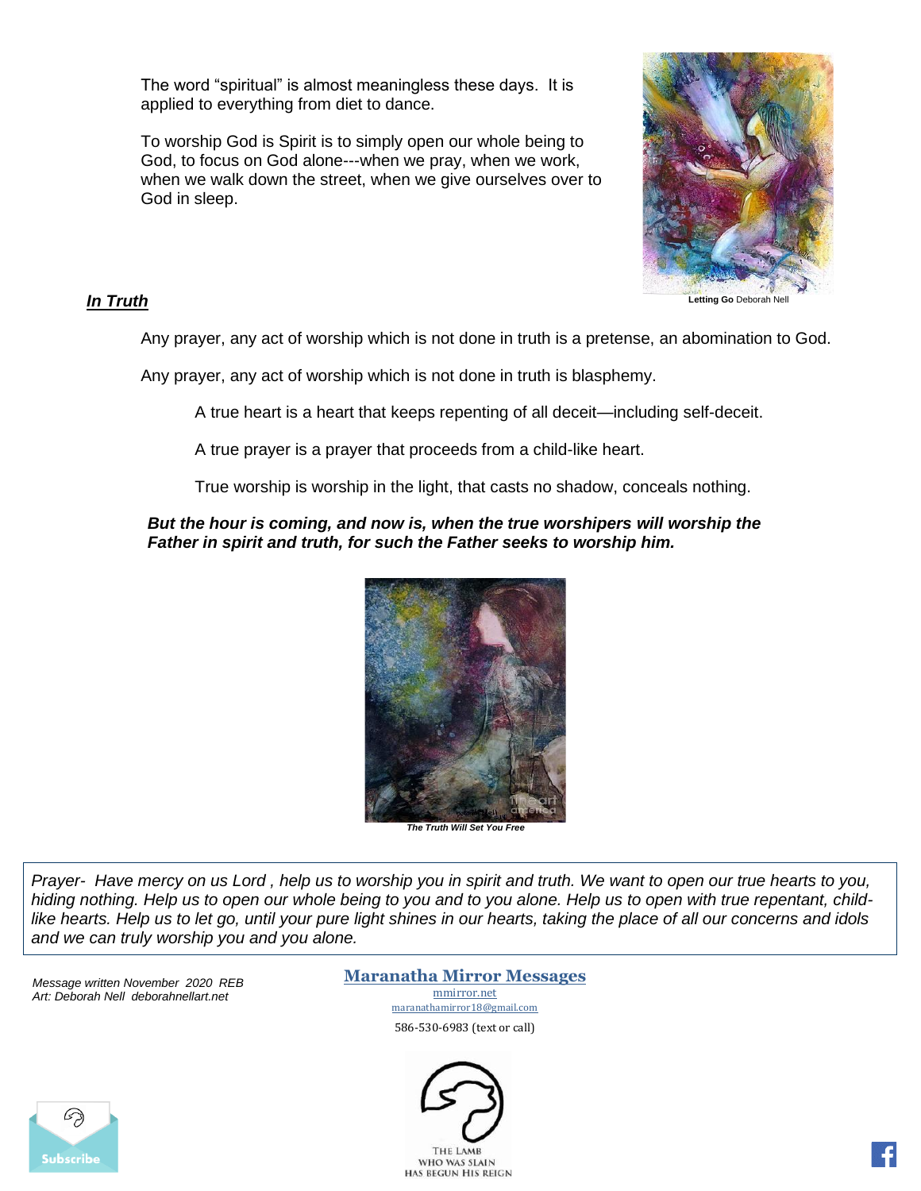The word "spiritual" is almost meaningless these days. It is applied to everything from diet to dance.

To worship God is Spirit is to simply open our whole being to God, to focus on God alone---when we pray, when we work, when we walk down the street, when we give ourselves over to God in sleep.

**Letting Go** Deborah Nell

***In Truth***

Any prayer, any act of worship which is not done in truth is a pretense, an abomination to God.

Any prayer, any act of worship which is not done in truth is blasphemy.

A true heart is a heart that keeps repenting of all deceit—including self-deceit.

A true prayer is a prayer that proceeds from a child-like heart.

True worship is worship in the light, that casts no shadow, conceals nothing.

***But the hour is coming, and now is, when the true worshipers will worship the Father in spirit and truth, for such the Father seeks to worship him.***

***The Truth Will Set You Free***

*Prayer- Have mercy on us Lord , help us to worship you in spirit and truth. We want to open our true hearts to you, hiding nothing. Help us to open our whole being to you and to you alone. Help us to open with true repentant, child-like hearts. Help us to let go, until your pure light shines in our hearts, taking the place of all our concerns and idols and we can truly worship you and you alone.*

*Message written November 2020 REB*
*Art: Deborah Nell deborahnellart.net*

**Maranatha Mirror Messages**
mmirror.net
maranathamirror18@gmail.com
586-530-6983 (text or call)

THE LAMB WHO WAS SLAIN HAS BEGUN HIS REIGN

Subscribe